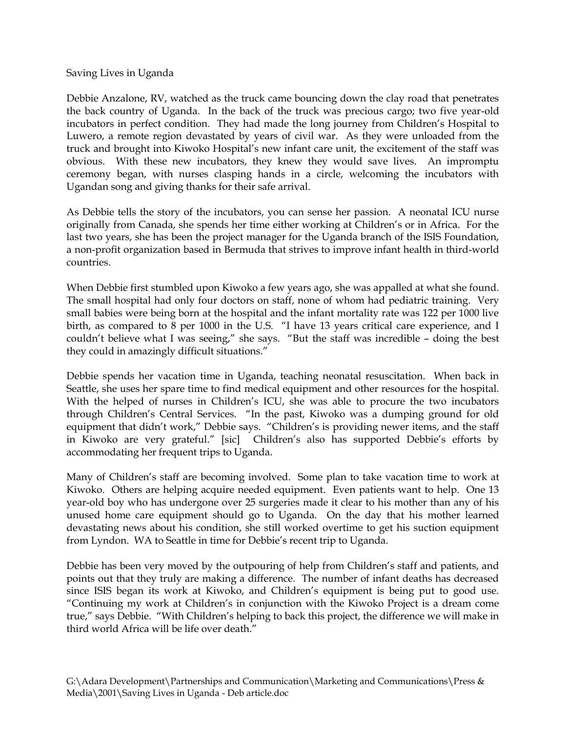Saving Lives in Uganda

Debbie Anzalone, RV, watched as the truck came bouncing down the clay road that penetrates the back country of Uganda. In the back of the truck was precious cargo; two five year-old incubators in perfect condition. They had made the long journey from Children's Hospital to Luwero, a remote region devastated by years of civil war. As they were unloaded from the truck and brought into Kiwoko Hospital's new infant care unit, the excitement of the staff was obvious. With these new incubators, they knew they would save lives. An impromptu ceremony began, with nurses clasping hands in a circle, welcoming the incubators with Ugandan song and giving thanks for their safe arrival.

As Debbie tells the story of the incubators, you can sense her passion. A neonatal ICU nurse originally from Canada, she spends her time either working at Children's or in Africa. For the last two years, she has been the project manager for the Uganda branch of the ISIS Foundation, a non-profit organization based in Bermuda that strives to improve infant health in third-world countries.

When Debbie first stumbled upon Kiwoko a few years ago, she was appalled at what she found. The small hospital had only four doctors on staff, none of whom had pediatric training. Very small babies were being born at the hospital and the infant mortality rate was 122 per 1000 live birth, as compared to 8 per 1000 in the U.S. "I have 13 years critical care experience, and I couldn't believe what I was seeing," she says. "But the staff was incredible – doing the best they could in amazingly difficult situations."

Debbie spends her vacation time in Uganda, teaching neonatal resuscitation. When back in Seattle, she uses her spare time to find medical equipment and other resources for the hospital. With the helped of nurses in Children's ICU, she was able to procure the two incubators through Children's Central Services. "In the past, Kiwoko was a dumping ground for old equipment that didn't work," Debbie says. "Children's is providing newer items, and the staff in Kiwoko are very grateful." [sic] Children's also has supported Debbie's efforts by accommodating her frequent trips to Uganda.

Many of Children's staff are becoming involved. Some plan to take vacation time to work at Kiwoko. Others are helping acquire needed equipment. Even patients want to help. One 13 year-old boy who has undergone over 25 surgeries made it clear to his mother than any of his unused home care equipment should go to Uganda. On the day that his mother learned devastating news about his condition, she still worked overtime to get his suction equipment from Lyndon. WA to Seattle in time for Debbie's recent trip to Uganda.

Debbie has been very moved by the outpouring of help from Children's staff and patients, and points out that they truly are making a difference. The number of infant deaths has decreased since ISIS began its work at Kiwoko, and Children's equipment is being put to good use. "Continuing my work at Children's in conjunction with the Kiwoko Project is a dream come true," says Debbie. "With Children's helping to back this project, the difference we will make in third world Africa will be life over death."

G:\Adara Development\Partnerships and Communication\Marketing and Communications\Press & Media\2001\Saving Lives in Uganda - Deb article.doc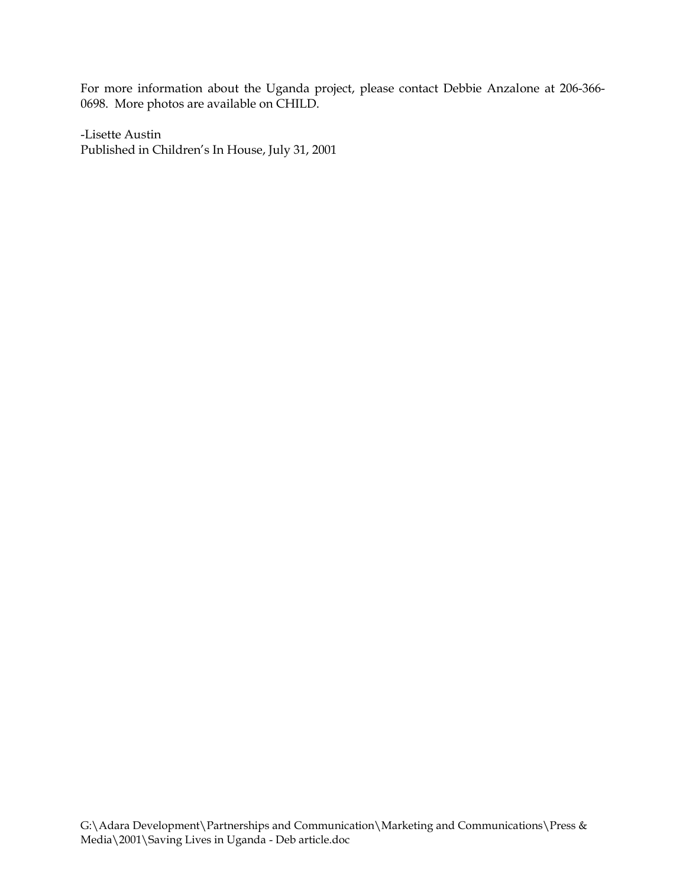For more information about the Uganda project, please contact Debbie Anzalone at 206-366-0698. More photos are available on CHILD.

-Lisette Austin
Published in Children's In House, July 31, 2001

G:\Adara Development\Partnerships and Communication\Marketing and Communications\Press & Media\2001\Saving Lives in Uganda - Deb article.doc